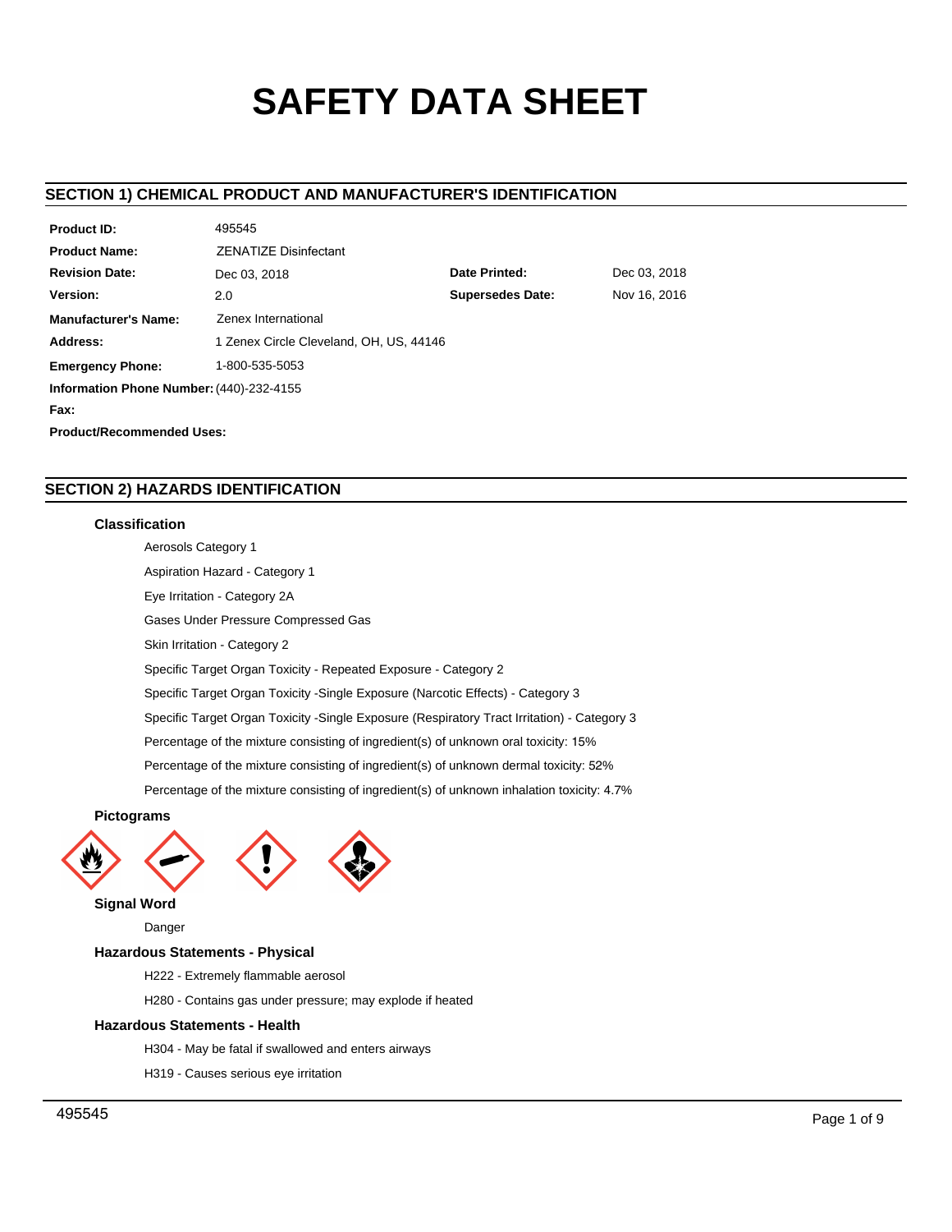# SAFETY DATA SHEET

## SECTION 1) CHEMICAL PRODUCT AND MANUFACTURER'S IDENTIFICATION

| | | | |
|---|---|---|---|
| **Product ID:** | 495545 | | |
| **Product Name:** | ZENATIZE Disinfectant | | |
| **Revision Date:** | Dec 03, 2018 | **Date Printed:** | Dec 03, 2018 |
| **Version:** | 2.0 | **Supersedes Date:** | Nov 16, 2016 |
| **Manufacturer's Name:** | Zenex International | | |
| **Address:** | 1 Zenex Circle Cleveland, OH, US, 44146 | | |
| **Emergency Phone:** | 1-800-535-5053 | | |
| **Information Phone Number:** | (440)-232-4155 | | |
| **Fax:** | | | |
| **Product/Recommended Uses:** | | | |

## SECTION 2) HAZARDS IDENTIFICATION

### Classification

Aerosols Category 1

Aspiration Hazard - Category 1

Eye Irritation - Category 2A

Gases Under Pressure Compressed Gas

Skin Irritation - Category 2

Specific Target Organ Toxicity - Repeated Exposure - Category 2

Specific Target Organ Toxicity -Single Exposure (Narcotic Effects) - Category 3

Specific Target Organ Toxicity -Single Exposure (Respiratory Tract Irritation) - Category 3

Percentage of the mixture consisting of ingredient(s) of unknown oral toxicity: 15%

Percentage of the mixture consisting of ingredient(s) of unknown dermal toxicity: 52%

Percentage of the mixture consisting of ingredient(s) of unknown inhalation toxicity: 4.7%

### Pictograms

### Signal Word

Danger

### Hazardous Statements - Physical

H222 - Extremely flammable aerosol

H280 - Contains gas under pressure; may explode if heated

### Hazardous Statements - Health

H304 - May be fatal if swallowed and enters airways

H319 - Causes serious eye irritation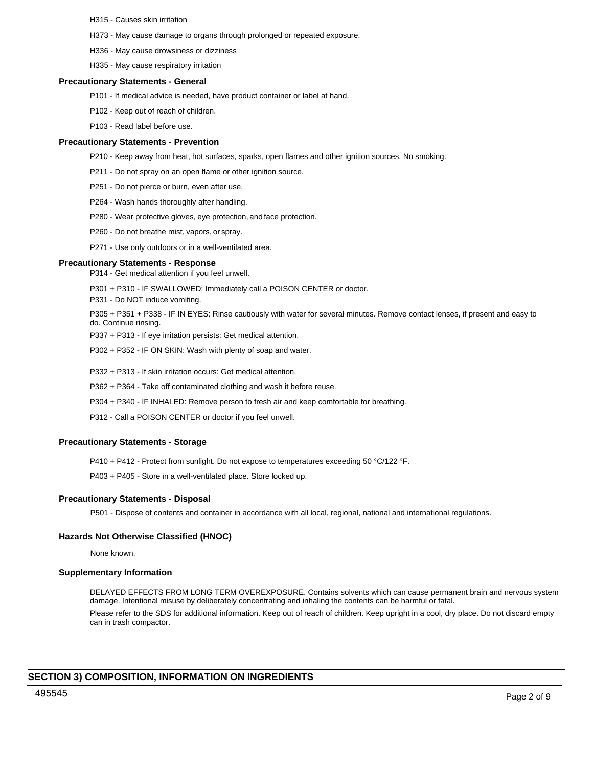H315 - Causes skin irritation

H373 - May cause damage to organs through prolonged or repeated exposure.

H336 - May cause drowsiness or dizziness

H335 - May cause respiratory irritation

### Precautionary Statements - General

P101 - If medical advice is needed, have product container or label at hand.

P102 - Keep out of reach of children.

P103 - Read label before use.

### Precautionary Statements - Prevention

P210 - Keep away from heat, hot surfaces, sparks, open flames and other ignition sources. No smoking.

P211 - Do not spray on an open flame or other ignition source.

P251 - Do not pierce or burn, even after use.

P264 - Wash hands thoroughly after handling.

P280 - Wear protective gloves, eye protection, and face protection.

P260 - Do not breathe mist, vapors, or spray.

P271 - Use only outdoors or in a well-ventilated area.

### Precautionary Statements - Response

P314 - Get medical attention if you feel unwell.

P301 + P310 - IF SWALLOWED: Immediately call a POISON CENTER or doctor.

P331 - Do NOT induce vomiting.

P305 + P351 + P338 - IF IN EYES: Rinse cautiously with water for several minutes. Remove contact lenses, if present and easy to do. Continue rinsing.

P337 + P313 - If eye irritation persists: Get medical attention.

P302 + P352 - IF ON SKIN: Wash with plenty of soap and water.

P332 + P313 - If skin irritation occurs: Get medical attention.

P362 + P364 - Take off contaminated clothing and wash it before reuse.

P304 + P340 - IF INHALED: Remove person to fresh air and keep comfortable for breathing.

P312 - Call a POISON CENTER or doctor if you feel unwell.

### Precautionary Statements - Storage

P410 + P412 - Protect from sunlight. Do not expose to temperatures exceeding 50 °C/122 °F.

P403 + P405 - Store in a well-ventilated place. Store locked up.

### Precautionary Statements - Disposal

P501 - Dispose of contents and container in accordance with all local, regional, national and international regulations.

### Hazards Not Otherwise Classified (HNOC)

None known.

### Supplementary Information

DELAYED EFFECTS FROM LONG TERM OVEREXPOSURE. Contains solvents which can cause permanent brain and nervous system damage. Intentional misuse by deliberately concentrating and inhaling the contents can be harmful or fatal.

Please refer to the SDS for additional information. Keep out of reach of children. Keep upright in a cool, dry place. Do not discard empty can in trash compactor.

## SECTION 3) COMPOSITION, INFORMATION ON INGREDIENTS

495545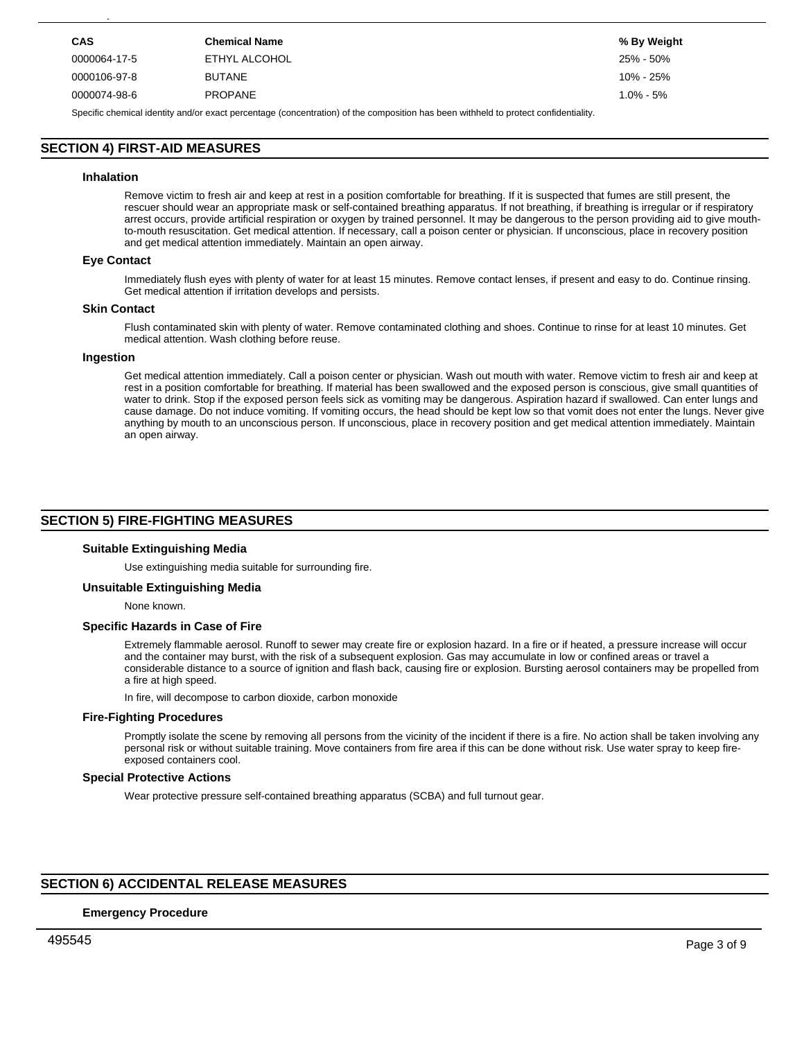| CAS | Chemical Name | % By Weight |
| --- | --- | --- |
| 0000064-17-5 | ETHYL ALCOHOL | 25% - 50% |
| 0000106-97-8 | BUTANE | 10% - 25% |
| 0000074-98-6 | PROPANE | 1.0% - 5% |

Specific chemical identity and/or exact percentage (concentration) of the composition has been withheld to protect confidentiality.

## SECTION 4) FIRST-AID MEASURES

### Inhalation

Remove victim to fresh air and keep at rest in a position comfortable for breathing. If it is suspected that fumes are still present, the rescuer should wear an appropriate mask or self-contained breathing apparatus. If not breathing, if breathing is irregular or if respiratory arrest occurs, provide artificial respiration or oxygen by trained personnel. It may be dangerous to the person providing aid to give mouth-to-mouth resuscitation. Get medical attention. If necessary, call a poison center or physician. If unconscious, place in recovery position and get medical attention immediately. Maintain an open airway.

### Eye Contact

Immediately flush eyes with plenty of water for at least 15 minutes. Remove contact lenses, if present and easy to do. Continue rinsing. Get medical attention if irritation develops and persists.

### Skin Contact

Flush contaminated skin with plenty of water. Remove contaminated clothing and shoes. Continue to rinse for at least 10 minutes. Get medical attention. Wash clothing before reuse.

### Ingestion

Get medical attention immediately. Call a poison center or physician. Wash out mouth with water. Remove victim to fresh air and keep at rest in a position comfortable for breathing. If material has been swallowed and the exposed person is conscious, give small quantities of water to drink. Stop if the exposed person feels sick as vomiting may be dangerous. Aspiration hazard if swallowed. Can enter lungs and cause damage. Do not induce vomiting. If vomiting occurs, the head should be kept low so that vomit does not enter the lungs. Never give anything by mouth to an unconscious person. If unconscious, place in recovery position and get medical attention immediately. Maintain an open airway.

## SECTION 5) FIRE-FIGHTING MEASURES

### Suitable Extinguishing Media

Use extinguishing media suitable for surrounding fire.

### Unsuitable Extinguishing Media

None known.

### Specific Hazards in Case of Fire

Extremely flammable aerosol. Runoff to sewer may create fire or explosion hazard. In a fire or if heated, a pressure increase will occur and the container may burst, with the risk of a subsequent explosion. Gas may accumulate in low or confined areas or travel a considerable distance to a source of ignition and flash back, causing fire or explosion. Bursting aerosol containers may be propelled from a fire at high speed.

In fire, will decompose to carbon dioxide, carbon monoxide

### Fire-Fighting Procedures

Promptly isolate the scene by removing all persons from the vicinity of the incident if there is a fire. No action shall be taken involving any personal risk or without suitable training. Move containers from fire area if this can be done without risk. Use water spray to keep fire-exposed containers cool.

### Special Protective Actions

Wear protective pressure self-contained breathing apparatus (SCBA) and full turnout gear.

## SECTION 6) ACCIDENTAL RELEASE MEASURES

### Emergency Procedure

495545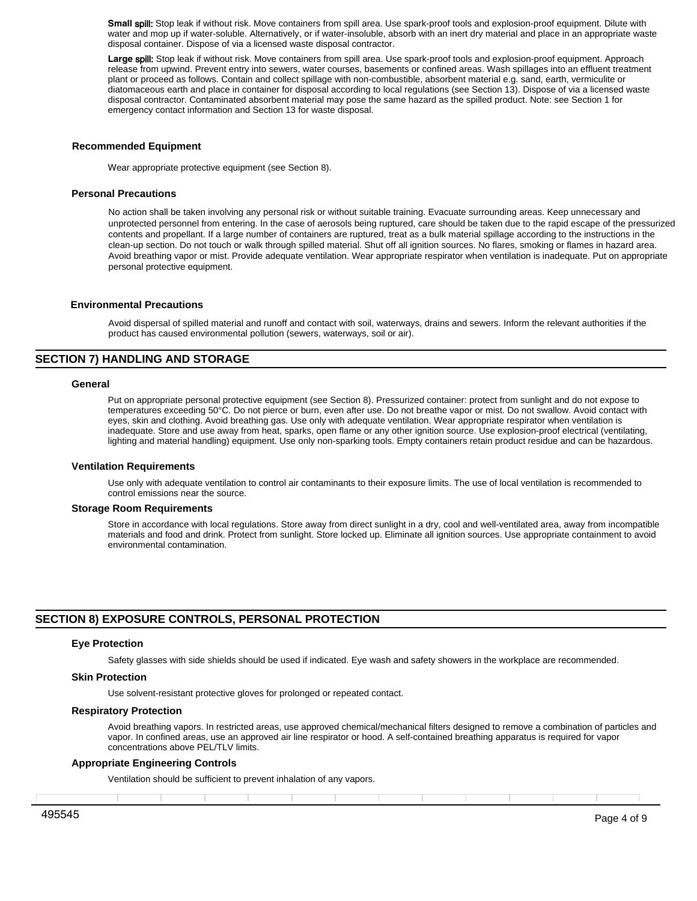**Small spill:** Stop leak if without risk. Move containers from spill area. Use spark-proof tools and explosion-proof equipment. Dilute with water and mop up if water-soluble. Alternatively, or if water-insoluble, absorb with an inert dry material and place in an appropriate waste disposal container. Dispose of via a licensed waste disposal contractor.

**Large spill:** Stop leak if without risk. Move containers from spill area. Use spark-proof tools and explosion-proof equipment. Approach release from upwind. Prevent entry into sewers, water courses, basements or confined areas. Wash spillages into an effluent treatment plant or proceed as follows. Contain and collect spillage with non-combustible, absorbent material e.g. sand, earth, vermiculite or diatomaceous earth and place in container for disposal according to local regulations (see Section 13). Dispose of via a licensed waste disposal contractor. Contaminated absorbent material may pose the same hazard as the spilled product. Note: see Section 1 for emergency contact information and Section 13 for waste disposal.

### Recommended Equipment

Wear appropriate protective equipment (see Section 8).

### Personal Precautions

No action shall be taken involving any personal risk or without suitable training. Evacuate surrounding areas. Keep unnecessary and unprotected personnel from entering. In the case of aerosols being ruptured, care should be taken due to the rapid escape of the pressurized contents and propellant. If a large number of containers are ruptured, treat as a bulk material spillage according to the instructions in the clean-up section. Do not touch or walk through spilled material. Shut off all ignition sources. No flares, smoking or flames in hazard area. Avoid breathing vapor or mist. Provide adequate ventilation. Wear appropriate respirator when ventilation is inadequate. Put on appropriate personal protective equipment.

### Environmental Precautions

Avoid dispersal of spilled material and runoff and contact with soil, waterways, drains and sewers. Inform the relevant authorities if the product has caused environmental pollution (sewers, waterways, soil or air).

## SECTION 7) HANDLING AND STORAGE

### General

Put on appropriate personal protective equipment (see Section 8). Pressurized container: protect from sunlight and do not expose to temperatures exceeding 50°C. Do not pierce or burn, even after use. Do not breathe vapor or mist. Do not swallow. Avoid contact with eyes, skin and clothing. Avoid breathing gas. Use only with adequate ventilation. Wear appropriate respirator when ventilation is inadequate. Store and use away from heat, sparks, open flame or any other ignition source. Use explosion-proof electrical (ventilating, lighting and material handling) equipment. Use only non-sparking tools. Empty containers retain product residue and can be hazardous.

### Ventilation Requirements

Use only with adequate ventilation to control air contaminants to their exposure limits. The use of local ventilation is recommended to control emissions near the source.

### Storage Room Requirements

Store in accordance with local regulations. Store away from direct sunlight in a dry, cool and well-ventilated area, away from incompatible materials and food and drink. Protect from sunlight. Store locked up. Eliminate all ignition sources. Use appropriate containment to avoid environmental contamination.

## SECTION 8) EXPOSURE CONTROLS, PERSONAL PROTECTION

### Eye Protection

Safety glasses with side shields should be used if indicated. Eye wash and safety showers in the workplace are recommended.

### Skin Protection

Use solvent-resistant protective gloves for prolonged or repeated contact.

### Respiratory Protection

Avoid breathing vapors. In restricted areas, use approved chemical/mechanical filters designed to remove a combination of particles and vapor. In confined areas, use an approved air line respirator or hood. A self-contained breathing apparatus is required for vapor concentrations above PEL/TLV limits.

### Appropriate Engineering Controls

Ventilation should be sufficient to prevent inhalation of any vapors.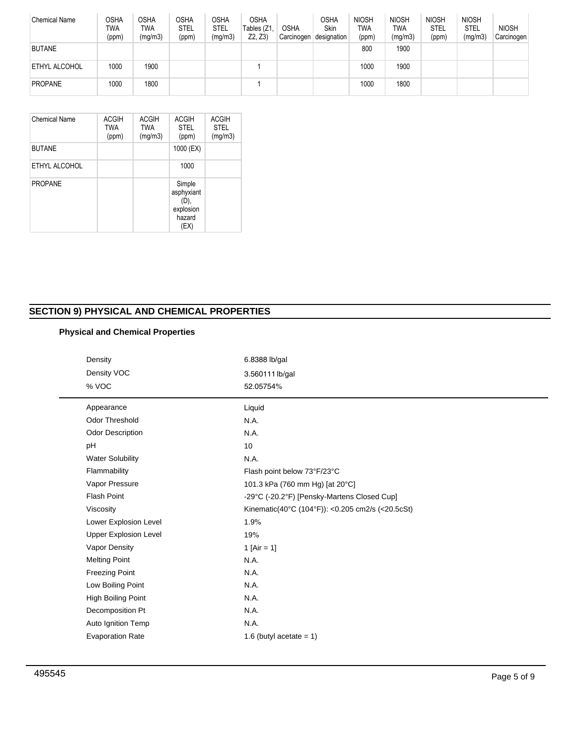| Chemical Name | OSHA TWA (ppm) | OSHA TWA (mg/m3) | OSHA STEL (ppm) | OSHA STEL (mg/m3) | OSHA Tables (Z1, Z2, Z3) | OSHA Carcinogen | OSHA Skin designation | NIOSH TWA (ppm) | NIOSH TWA (mg/m3) | NIOSH STEL (ppm) | NIOSH STEL (mg/m3) | NIOSH Carcinogen |
|---|---|---|---|---|---|---|---|---|---|---|---|---|
| BUTANE | | | | | | | | 800 | 1900 | | | |
| ETHYL ALCOHOL | 1000 | 1900 | | | 1 | | | 1000 | 1900 | | | |
| PROPANE | 1000 | 1800 | | | 1 | | | 1000 | 1800 | | | |

| Chemical Name | ACGIH TWA (ppm) | ACGIH TWA (mg/m3) | ACGIH STEL (ppm) | ACGIH STEL (mg/m3) |
|---|---|---|---|---|
| BUTANE | | | 1000 (EX) | |
| ETHYL ALCOHOL | | | 1000 | |
| PROPANE | | | Simple asphyxiant (D), explosion hazard (EX) | |

## SECTION 9) PHYSICAL AND CHEMICAL PROPERTIES

### Physical and Chemical Properties

| | |
|---|---|
| Density | 6.8388 lb/gal |
| Density VOC | 3.560111 lb/gal |
| % VOC | 52.05754% |
| Appearance | Liquid |
| Odor Threshold | N.A. |
| Odor Description | N.A. |
| pH | 10 |
| Water Solubility | N.A. |
| Flammability | Flash point below 73°F/23°C |
| Vapor Pressure | 101.3 kPa (760 mm Hg) [at 20°C] |
| Flash Point | -29°C (-20.2°F) [Pensky-Martens Closed Cup] |
| Viscosity | Kinematic(40°C (104°F)): <0.205 cm2/s (<20.5cSt) |
| Lower Explosion Level | 1.9% |
| Upper Explosion Level | 19% |
| Vapor Density | 1 [Air = 1] |
| Melting Point | N.A. |
| Freezing Point | N.A. |
| Low Boiling Point | N.A. |
| High Boiling Point | N.A. |
| Decomposition Pt | N.A. |
| Auto Ignition Temp | N.A. |
| Evaporation Rate | 1.6 (butyl acetate = 1) |

495545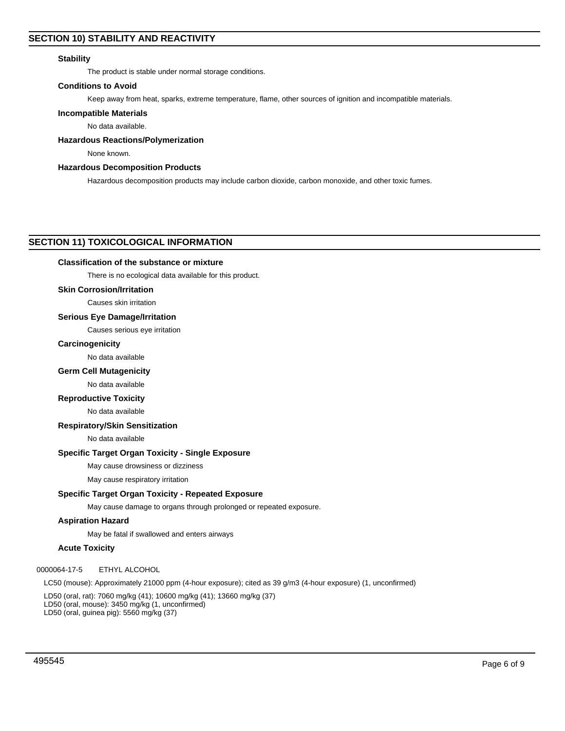## SECTION 10) STABILITY AND REACTIVITY

### Stability

The product is stable under normal storage conditions.

### Conditions to Avoid

Keep away from heat, sparks, extreme temperature, flame, other sources of ignition and incompatible materials.

### Incompatible Materials

No data available.

### Hazardous Reactions/Polymerization

None known.

### Hazardous Decomposition Products

Hazardous decomposition products may include carbon dioxide, carbon monoxide, and other toxic fumes.

## SECTION 11) TOXICOLOGICAL INFORMATION

### Classification of the substance or mixture

There is no ecological data available for this product.

### Skin Corrosion/Irritation

Causes skin irritation

### Serious Eye Damage/Irritation

Causes serious eye irritation

### Carcinogenicity

No data available

### Germ Cell Mutagenicity

No data available

### Reproductive Toxicity

No data available

### Respiratory/Skin Sensitization

No data available

### Specific Target Organ Toxicity - Single Exposure

May cause drowsiness or dizziness

May cause respiratory irritation

### Specific Target Organ Toxicity - Repeated Exposure

May cause damage to organs through prolonged or repeated exposure.

### Aspiration Hazard

May be fatal if swallowed and enters airways

### Acute Toxicity

0000064-17-5 ETHYL ALCOHOL

LC50 (mouse): Approximately 21000 ppm (4-hour exposure); cited as 39 g/m3 (4-hour exposure) (1, unconfirmed)

LD50 (oral, rat): 7060 mg/kg (41); 10600 mg/kg (41); 13660 mg/kg (37)
LD50 (oral, mouse): 3450 mg/kg (1, unconfirmed)
LD50 (oral, guinea pig): 5560 mg/kg (37)

495545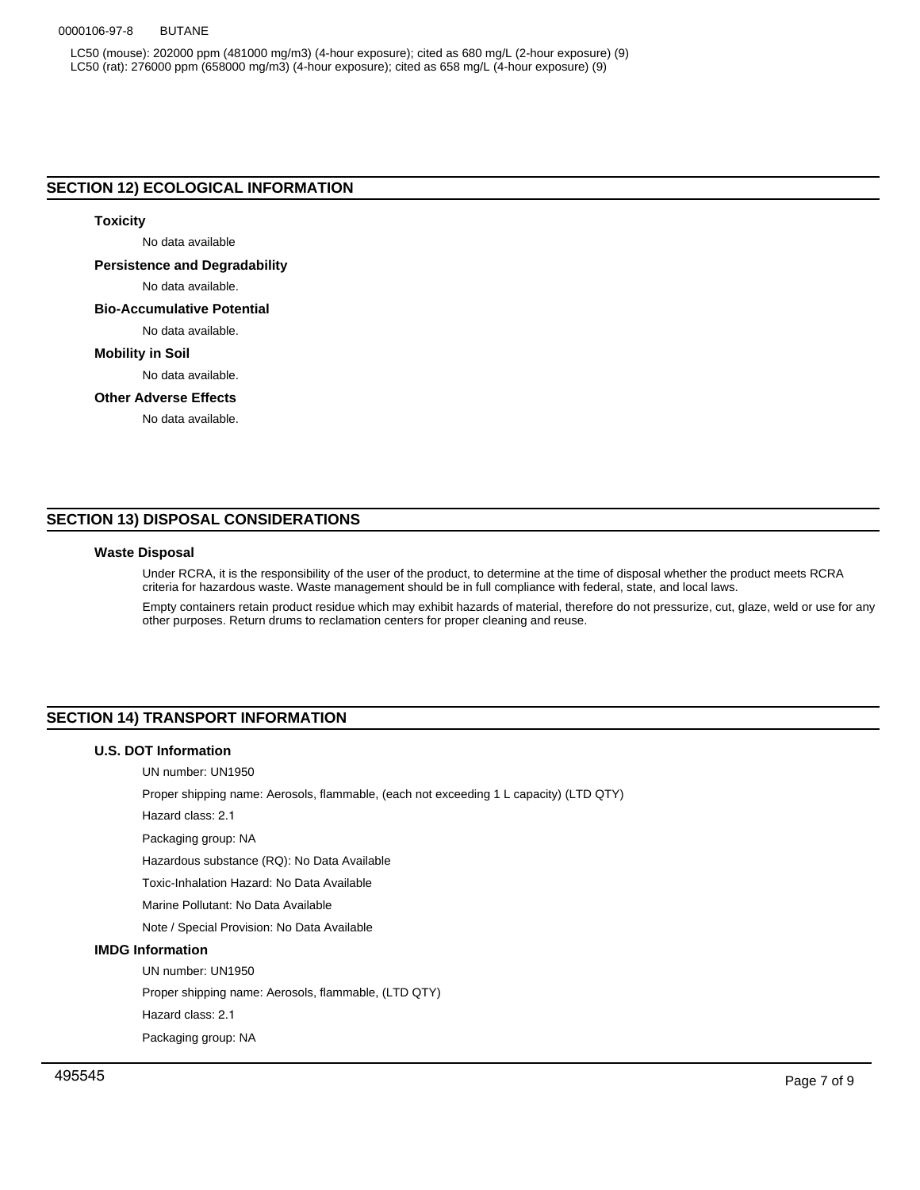0000106-97-8 BUTANE

LC50 (mouse): 202000 ppm (481000 mg/m3) (4-hour exposure); cited as 680 mg/L (2-hour exposure) (9)
LC50 (rat): 276000 ppm (658000 mg/m3) (4-hour exposure); cited as 658 mg/L (4-hour exposure) (9)

## SECTION 12) ECOLOGICAL INFORMATION

### Toxicity

No data available

### Persistence and Degradability

No data available.

### Bio-Accumulative Potential

No data available.

### Mobility in Soil

No data available.

### Other Adverse Effects

No data available.

## SECTION 13) DISPOSAL CONSIDERATIONS

### Waste Disposal

Under RCRA, it is the responsibility of the user of the product, to determine at the time of disposal whether the product meets RCRA criteria for hazardous waste. Waste management should be in full compliance with federal, state, and local laws.

Empty containers retain product residue which may exhibit hazards of material, therefore do not pressurize, cut, glaze, weld or use for any other purposes. Return drums to reclamation centers for proper cleaning and reuse.

## SECTION 14) TRANSPORT INFORMATION

### U.S. DOT Information

UN number: UN1950

Proper shipping name: Aerosols, flammable, (each not exceeding 1 L capacity) (LTD QTY)

Hazard class: 2.1

Packaging group: NA

Hazardous substance (RQ): No Data Available

Toxic-Inhalation Hazard: No Data Available

Marine Pollutant: No Data Available

Note / Special Provision: No Data Available

### IMDG Information

UN number: UN1950

Proper shipping name: Aerosols, flammable, (LTD QTY)

Hazard class: 2.1

Packaging group: NA

495545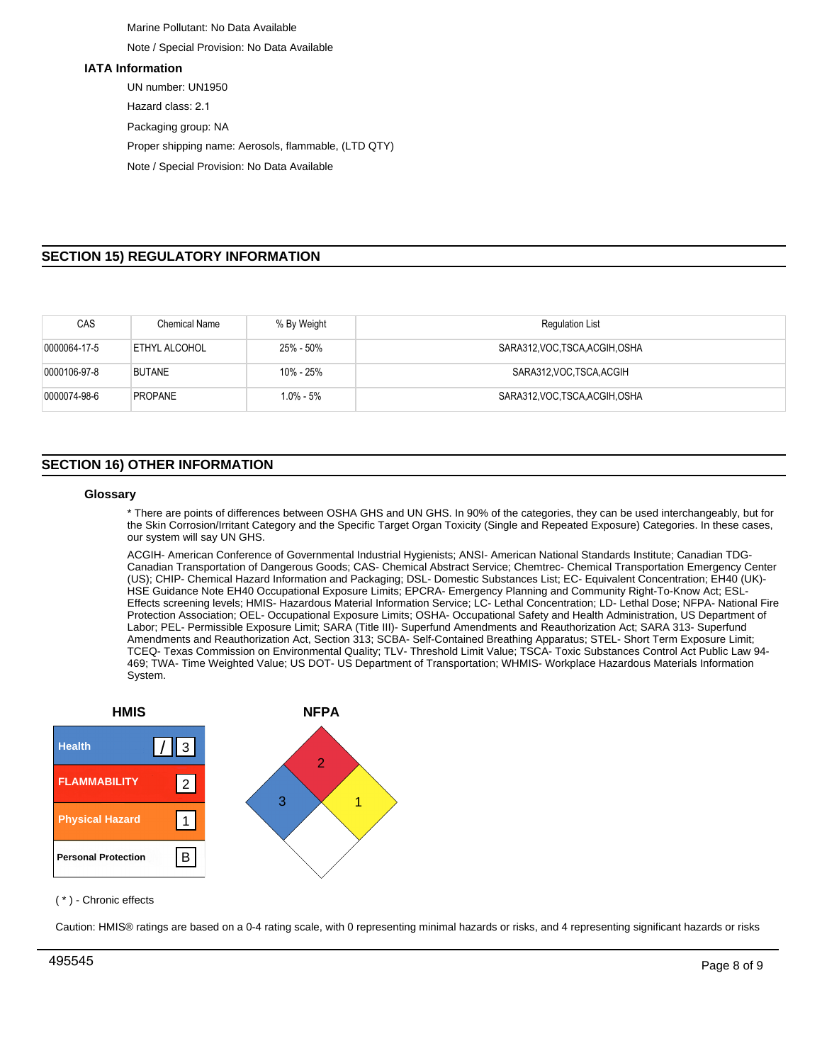Marine Pollutant: No Data Available

Note / Special Provision: No Data Available

### IATA Information

UN number: UN1950

Hazard class: 2.1

Packaging group: NA

Proper shipping name: Aerosols, flammable, (LTD QTY)

Note / Special Provision: No Data Available

## SECTION 15) REGULATORY INFORMATION

| CAS | Chemical Name | % By Weight | Regulation List |
|---|---|---|---|
| 0000064-17-5 | ETHYL ALCOHOL | 25% - 50% | SARA312,VOC,TSCA,ACGIH,OSHA |
| 0000106-97-8 | BUTANE | 10% - 25% | SARA312,VOC,TSCA,ACGIH |
| 0000074-98-6 | PROPANE | 1.0% - 5% | SARA312,VOC,TSCA,ACGIH,OSHA |

## SECTION 16) OTHER INFORMATION

### Glossary

* There are points of differences between OSHA GHS and UN GHS. In 90% of the categories, they can be used interchangeably, but for the Skin Corrosion/Irritant Category and the Specific Target Organ Toxicity (Single and Repeated Exposure) Categories. In these cases, our system will say UN GHS.

ACGIH- American Conference of Governmental Industrial Hygienists; ANSI- American National Standards Institute; Canadian TDG- Canadian Transportation of Dangerous Goods; CAS- Chemical Abstract Service; Chemtrec- Chemical Transportation Emergency Center (US); CHIP- Chemical Hazard Information and Packaging; DSL- Domestic Substances List; EC- Equivalent Concentration; EH40 (UK)- HSE Guidance Note EH40 Occupational Exposure Limits; EPCRA- Emergency Planning and Community Right-To-Know Act; ESL- Effects screening levels; HMIS- Hazardous Material Information Service; LC- Lethal Concentration; LD- Lethal Dose; NFPA- National Fire Protection Association; OEL- Occupational Exposure Limits; OSHA- Occupational Safety and Health Administration, US Department of Labor; PEL- Permissible Exposure Limit; SARA (Title III)- Superfund Amendments and Reauthorization Act; SARA 313- Superfund Amendments and Reauthorization Act, Section 313; SCBA- Self-Contained Breathing Apparatus; STEL- Short Term Exposure Limit; TCEQ- Texas Commission on Environmental Quality; TLV- Threshold Limit Value; TSCA- Toxic Substances Control Act Public Law 94-469; TWA- Time Weighted Value; US DOT- US Department of Transportation; WHMIS- Workplace Hazardous Materials Information System.

**HMIS**

| | |
|---|---|
| Health | / 3 |
| FLAMMABILITY | 2 |
| Physical Hazard | 1 |
| Personal Protection | B |

**NFPA**

Health: 3; Flammability: 2; Instability: 1; Special: (blank)

( * ) - Chronic effects

Caution: HMIS® ratings are based on a 0-4 rating scale, with 0 representing minimal hazards or risks, and 4 representing significant hazards or risks

495545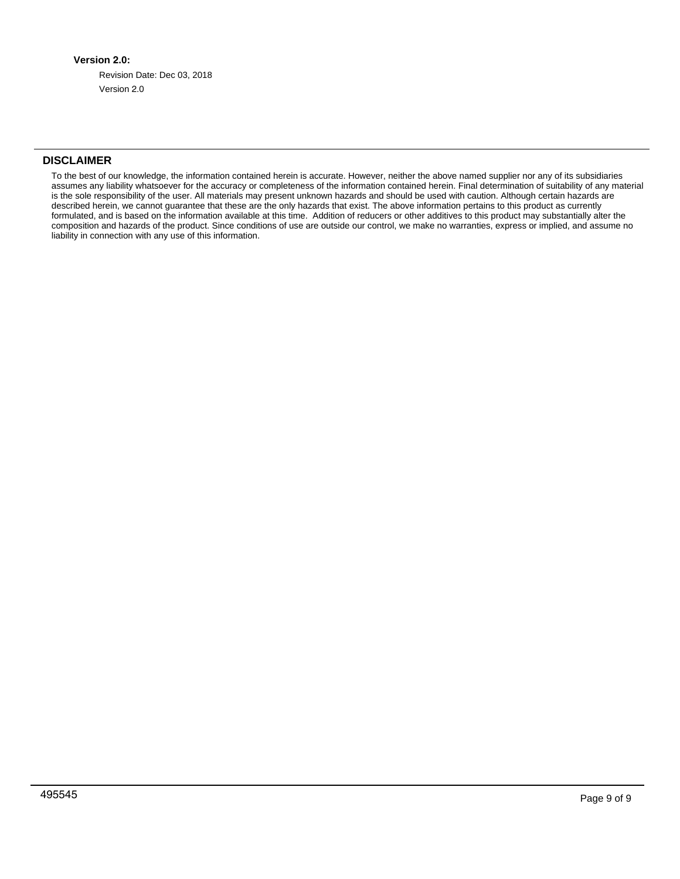**Version 2.0:**

Revision Date: Dec 03, 2018

Version 2.0

## DISCLAIMER

To the best of our knowledge, the information contained herein is accurate. However, neither the above named supplier nor any of its subsidiaries assumes any liability whatsoever for the accuracy or completeness of the information contained herein. Final determination of suitability of any material is the sole responsibility of the user. All materials may present unknown hazards and should be used with caution. Although certain hazards are described herein, we cannot guarantee that these are the only hazards that exist. The above information pertains to this product as currently formulated, and is based on the information available at this time. Addition of reducers or other additives to this product may substantially alter the composition and hazards of the product. Since conditions of use are outside our control, we make no warranties, express or implied, and assume no liability in connection with any use of this information.